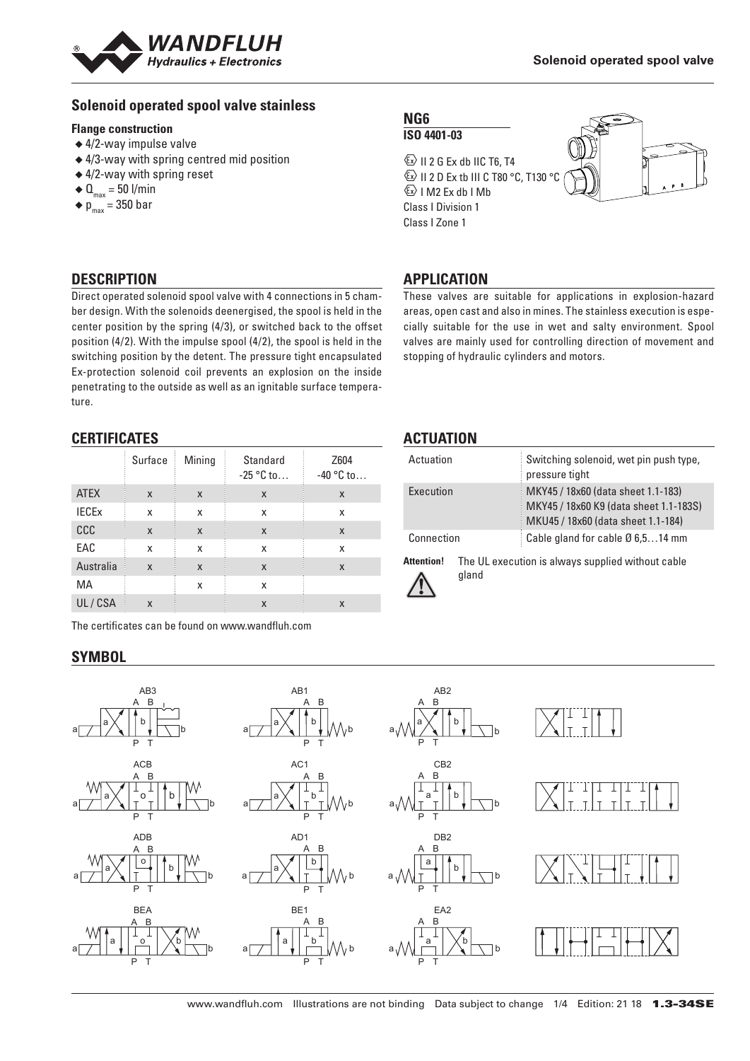Solenoid operated spool valve

## Solenoid operated spool valve stainless

**Flange construction**

- 4/2-way impulse valve
- 4/3-way with spring centred mid position
- 4/2-way with spring reset
- $Q_{max}$ = 50 l/min
- $p_{max}$ = 350 bar

**NG6**
**ISO 4401-03**

Ex II 2 G Ex db IIC T6, T4
Ex II 2 D Ex tb III C T80 °C, T130 °C
Ex I M2 Ex db I Mb
Class I Division 1
Class I Zone 1

## DESCRIPTION

Direct operated solenoid spool valve with 4 connections in 5 chamber design. With the solenoids deenergised, the spool is held in the center position by the spring (4/3), or switched back to the offset position (4/2). With the impulse spool (4/2), the spool is held in the switching position by the detent. The pressure tight encapsulated Ex-protection solenoid coil prevents an explosion on the inside penetrating to the outside as well as an ignitable surface temperature.

## APPLICATION

These valves are suitable for applications in explosion-hazard areas, open cast and also in mines. The stainless execution is especially suitable for the use in wet and salty environment. Spool valves are mainly used for controlling direction of movement and stopping of hydraulic cylinders and motors.

## CERTIFICATES

| | Surface | Mining | Standard -25 °C to… | Z604 -40 °C to… |
|---|---|---|---|---|
| ATEX | x | x | x | x |
| IECEx | x | x | x | x |
| CCC | x | x | x | x |
| EAC | x | x | x | x |
| Australia | x | x | x | x |
| MA | | x | x | |
| UL / CSA | x | | x | x |

The certificates can be found on www.wandfluh.com

## ACTUATION

| | |
|---|---|
| Actuation | Switching solenoid, wet pin push type, pressure tight |
| Execution | MKY45 / 18x60 (data sheet 1.1-183) MKY45 / 18x60 K9 (data sheet 1.1-183S) MKU45 / 18x60 (data sheet 1.1-184) |
| Connection | Cable gland for cable Ø 6,5…14 mm |

**Attention!** The UL execution is always supplied without cable gland

## SYMBOL

AB3, AB1, AB2, ACB, AC1, CB2, ADB, AD1, DB2, BEA, BE1, EA2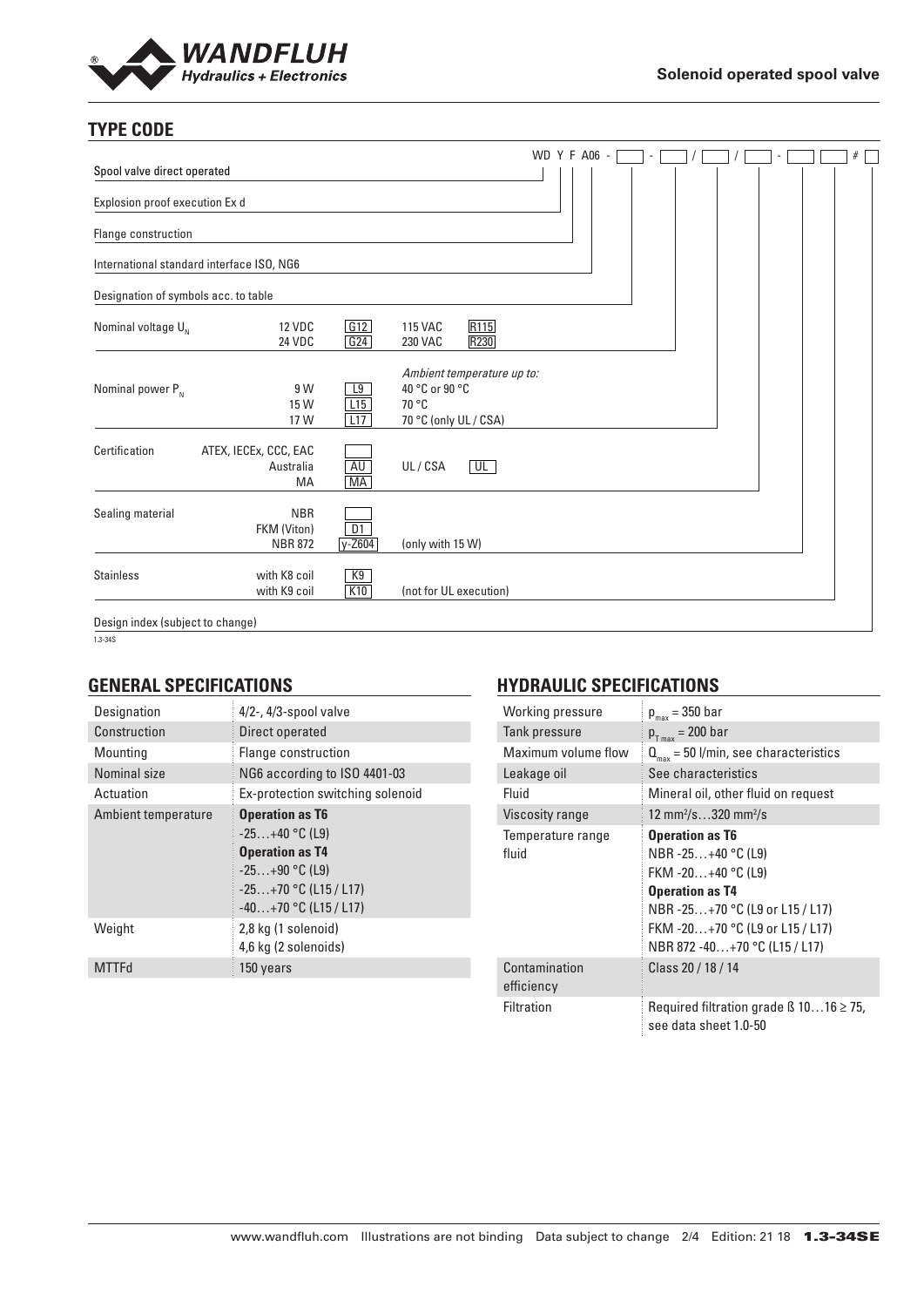## TYPE CODE

WD Y F A06 - [ ] - [ ] / [ ] / [ ] - [ ] [ ] # [ ]

Spool valve direct operated

Explosion proof execution Ex d

Flange construction

International standard interface ISO, NG6

Designation of symbols acc. to table

| | | | | |
|---|---|---|---|---|
| Nominal voltage $U_N$ | 12 VDC | G12 | 115 VAC | R115 |
| | 24 VDC | G24 | 230 VAC | R230 |
| Nominal power $P_N$ | | | *Ambient temperature up to:* | |
| | 9 W | L9 | 40 °C or 90 °C | |
| | 15 W | L15 | 70 °C | |
| | 17 W | L17 | 70 °C (only UL / CSA) | |
| Certification | ATEX, IECEx, CCC, EAC | | UL / CSA | UL |
| | Australia | AU | | |
| | MA | MA | | |
| Sealing material | NBR | | | |
| | FKM (Viton) | D1 | | |
| | NBR 872 | y-Z604 | (only with 15 W) | |
| Stainless | with K8 coil | K9 | | |
| | with K9 coil | K10 | (not for UL execution) | |

Design index (subject to change)

1.3-34S

## GENERAL SPECIFICATIONS

| | |
|---|---|
| Designation | 4/2-, 4/3-spool valve |
| Construction | Direct operated |
| Mounting | Flange construction |
| Nominal size | NG6 according to ISO 4401-03 |
| Actuation | Ex-protection switching solenoid |
| Ambient temperature | **Operation as T6**<br>-25…+40 °C (L9)<br>**Operation as T4**<br>-25…+90 °C (L9)<br>-25…+70 °C (L15 / L17)<br>-40…+70 °C (L15 / L17) |
| Weight | 2,8 kg (1 solenoid)<br>4,6 kg (2 solenoids) |
| MTTFd | 150 years |

## HYDRAULIC SPECIFICATIONS

| | |
|---|---|
| Working pressure | $p_{max}$ = 350 bar |
| Tank pressure | $p_{T\,max}$ = 200 bar |
| Maximum volume flow | $Q_{max}$ = 50 l/min, see characteristics |
| Leakage oil | See characteristics |
| Fluid | Mineral oil, other fluid on request |
| Viscosity range | 12 mm²/s…320 mm²/s |
| Temperature range fluid | **Operation as T6**<br>NBR -25…+40 °C (L9)<br>FKM -20…+40 °C (L9)<br>**Operation as T4**<br>NBR -25…+70 °C (L9 or L15 / L17)<br>FKM -20…+70 °C (L9 or L15 / L17)<br>NBR 872 -40…+70 °C (L15 / L17) |
| Contamination efficiency | Class 20 / 18 / 14 |
| Filtration | Required filtration grade ß 10…16 ≥ 75, see data sheet 1.0-50 |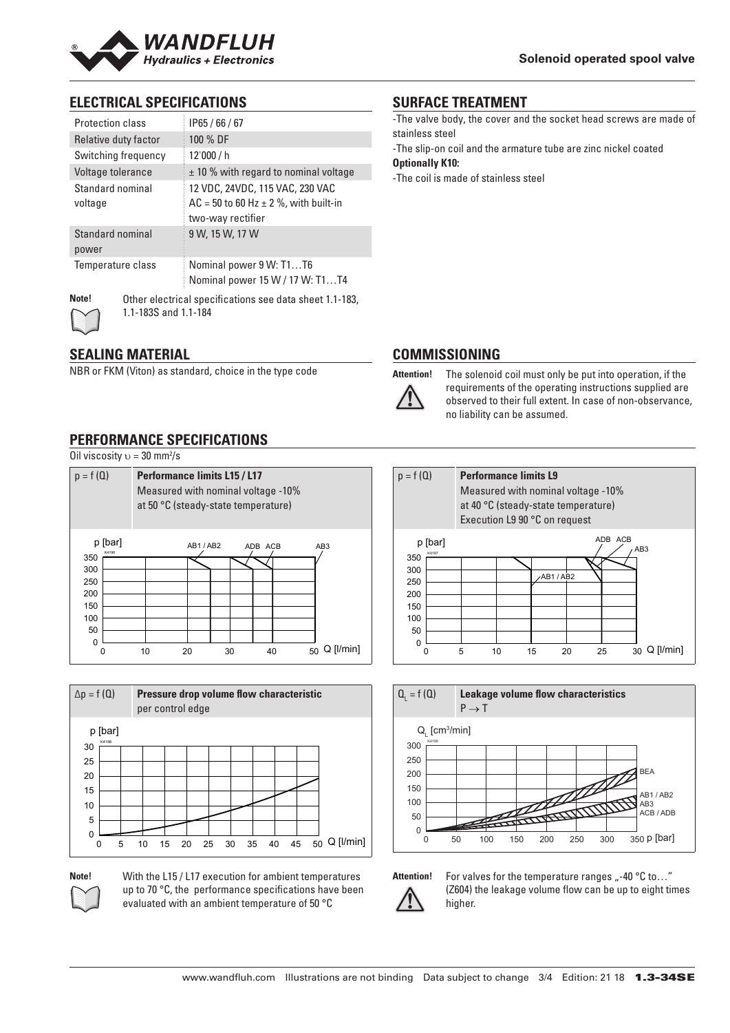## ELECTRICAL SPECIFICATIONS

| | |
|---|---|
| Protection class | IP65 / 66 / 67 |
| Relative duty factor | 100 % DF |
| Switching frequency | 12'000 / h |
| Voltage tolerance | ± 10 % with regard to nominal voltage |
| Standard nominal voltage | 12 VDC, 24VDC, 115 VAC, 230 VAC<br>AC = 50 to 60 Hz ± 2 %, with built-in two-way rectifier |
| Standard nominal power | 9 W, 15 W, 17 W |
| Temperature class | Nominal power 9 W: T1…T6<br>Nominal power 15 W / 17 W: T1…T4 |

**Note!** Other electrical specifications see data sheet 1.1-183, 1.1-183S and 1.1-184

## SURFACE TREATMENT

- The valve body, the cover and the socket head screws are made of stainless steel
- The slip-on coil and the armature tube are zinc nickel coated

**Optionally K10:**

- The coil is made of stainless steel

## SEALING MATERIAL

NBR or FKM (Viton) as standard, choice in the type code

## COMMISSIONING

**Attention!** The solenoid coil must only be put into operation, if the requirements of the operating instructions supplied are observed to their full extent. In case of non-observance, no liability can be assumed.

## PERFORMANCE SPECIFICATIONS

Oil viscosity $\upsilon$ = 30 mm²/s

$p = f(Q)$ **Performance limits L15 / L17**
Measured with nominal voltage -10%
at 50 °C (steady-state temperature)

$p = f(Q)$ **Performance limits L9**
Measured with nominal voltage -10%
at 40 °C (steady-state temperature)
Execution L9 90 °C on request

$\Delta p = f(Q)$ **Pressure drop volume flow characteristic**
per control edge

$Q_L = f(Q)$ **Leakage volume flow characteristics**
$P \rightarrow T$

**Note!** With the L15 / L17 execution for ambient temperatures up to 70 °C, the performance specifications have been evaluated with an ambient temperature of 50 °C

**Attention!** For valves for the temperature ranges „-40 °C to…" (Z604) the leakage volume flow can be up to eight times higher.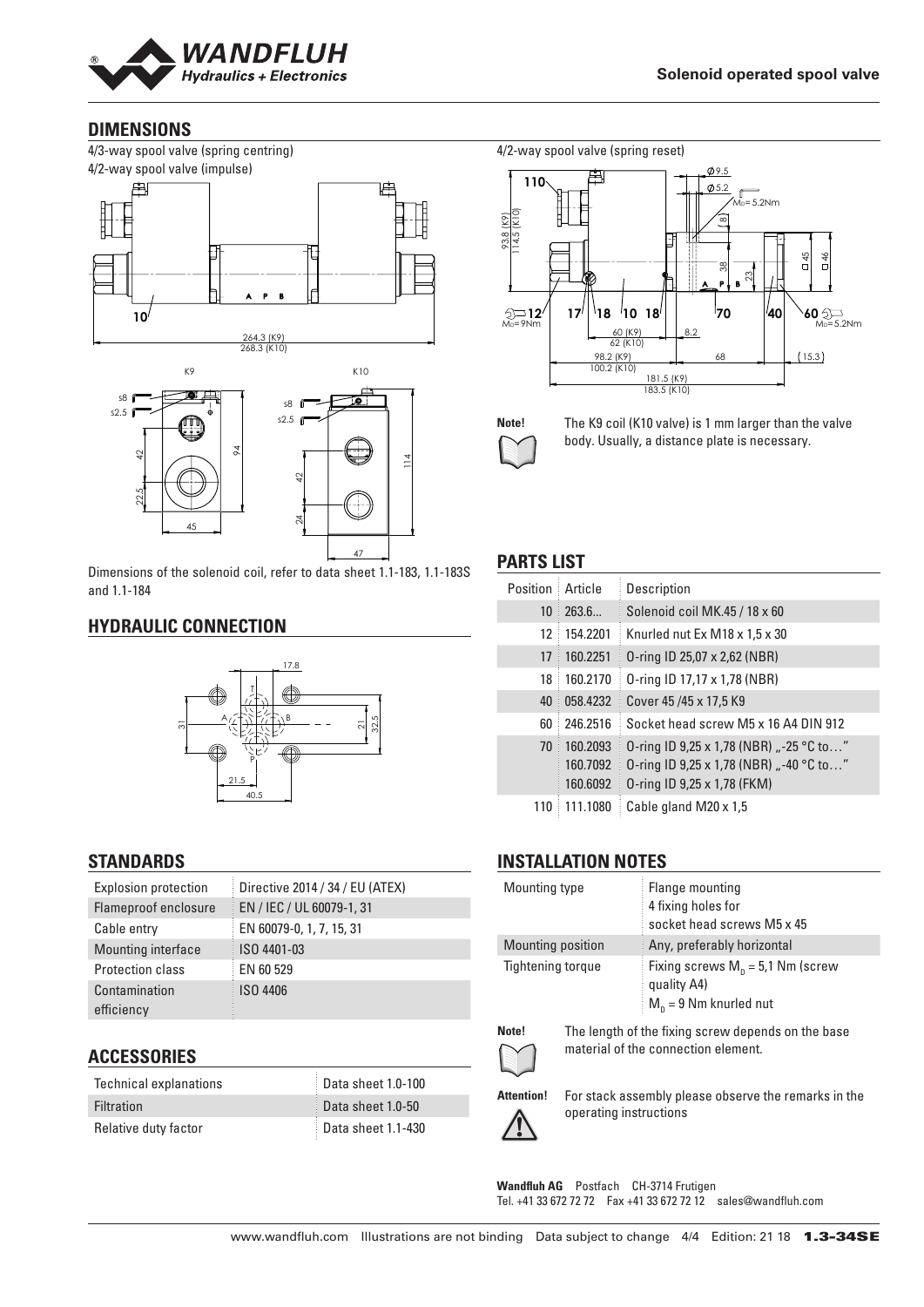## DIMENSIONS

4/3-way spool valve (spring centring)
4/2-way spool valve (impulse)

10
264.3 (K9)
268.3 (K10)

K9
s8
s2.5
42
22.5
45
94

K10
s8
s2.5
42
24
114
47

Dimensions of the solenoid coil, refer to data sheet 1.1-183, 1.1-183S and 1.1-184

4/2-way spool valve (spring reset)

110
Ø9.5
Ø5.2
$M_D$= 5.2Nm
93.8 (K9)
114.5 (K10)
8
38
23
□45
□46
12
$M_D$=9Nm
17
18
10
18
70
40
60
$M_D$=5.2Nm
60 (K9)
62 (K10)
8.2
98.2 (K9)
100.2 (K10)
68
(15.3)
181.5 (K9)
183.5 (K10)

**Note!** The K9 coil (K10 valve) is 1 mm larger than the valve body. Usually, a distance plate is necessary.

## HYDRAULIC CONNECTION

17.8
31
21
32.5
21.5
40.5

## PARTS LIST

| Position | Article | Description |
|---|---|---|
| 10 | 263.6... | Solenoid coil MK.45 / 18 x 60 |
| 12 | 154.2201 | Knurled nut Ex M18 x 1,5 x 30 |
| 17 | 160.2251 | O-ring ID 25,07 x 2,62 (NBR) |
| 18 | 160.2170 | O-ring ID 17,17 x 1,78 (NBR) |
| 40 | 058.4232 | Cover 45 /45 x 17,5 K9 |
| 60 | 246.2516 | Socket head screw M5 x 16 A4 DIN 912 |
| 70 | 160.2093<br>160.7092<br>160.6092 | O-ring ID 9,25 x 1,78 (NBR) „-25 °C to…"<br>O-ring ID 9,25 x 1,78 (NBR) „-40 °C to…"<br>O-ring ID 9,25 x 1,78 (FKM) |
| 110 | 111.1080 | Cable gland M20 x 1,5 |

## STANDARDS

| | |
|---|---|
| Explosion protection | Directive 2014 / 34 / EU (ATEX) |
| Flameproof enclosure | EN / IEC / UL 60079-1, 31 |
| Cable entry | EN 60079-0, 1, 7, 15, 31 |
| Mounting interface | ISO 4401-03 |
| Protection class | EN 60 529 |
| Contamination efficiency | ISO 4406 |

## INSTALLATION NOTES

| | |
|---|---|
| Mounting type | Flange mounting<br>4 fixing holes for<br>socket head screws M5 x 45 |
| Mounting position | Any, preferably horizontal |
| Tightening torque | Fixing screws $M_D$ = 5,1 Nm (screw quality A4)<br>$M_D$ = 9 Nm knurled nut |

**Note!** The length of the fixing screw depends on the base material of the connection element.

**Attention!** For stack assembly please observe the remarks in the operating instructions

## ACCESSORIES

| | |
|---|---|
| Technical explanations | Data sheet 1.0-100 |
| Filtration | Data sheet 1.0-50 |
| Relative duty factor | Data sheet 1.1-430 |

**Wandfluh AG** Postfach CH-3714 Frutigen
Tel. +41 33 672 72 72 Fax +41 33 672 72 12 sales@wandfluh.com